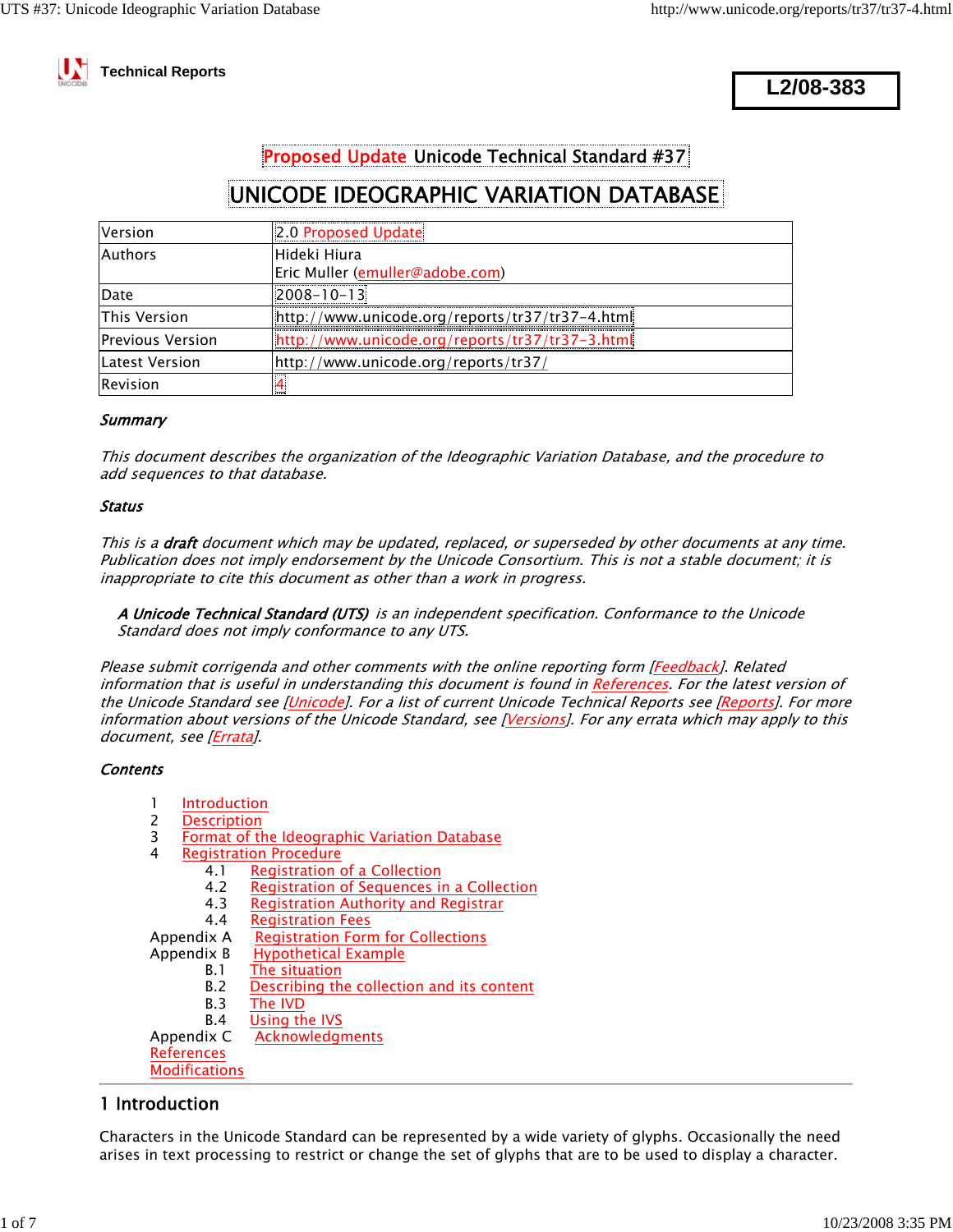Technical Reports

**L2/08-383**

# Proposed Update Unicode Technical Standard #37

# UNICODE IDEOGRAPHIC VARIATION DATABASE

| | |
|---|---|
| Version | 2.0 Proposed Update |
| Authors | Hideki Hiura<br>Eric Muller (emuller@adobe.com) |
| Date | 2008-10-13 |
| This Version | http://www.unicode.org/reports/tr37/tr37-4.html |
| Previous Version | http://www.unicode.org/reports/tr37/tr37-3.html |
| Latest Version | http://www.unicode.org/reports/tr37/ |
| Revision | 4 |

### *Summary*

*This document describes the organization of the Ideographic Variation Database, and the procedure to add sequences to that database.*

### *Status*

*This is a **draft** document which may be updated, replaced, or superseded by other documents at any time. Publication does not imply endorsement by the Unicode Consortium. This is not a stable document; it is inappropriate to cite this document as other than a work in progress.*

> ***A Unicode Technical Standard (UTS)*** *is an independent specification. Conformance to the Unicode Standard does not imply conformance to any UTS.*

*Please submit corrigenda and other comments with the online reporting form [Feedback]. Related information that is useful in understanding this document is found in References. For the latest version of the Unicode Standard see [Unicode]. For a list of current Unicode Technical Reports see [Reports]. For more information about versions of the Unicode Standard, see [Versions]. For any errata which may apply to this document, see [Errata].*

### *Contents*

- 1 Introduction
- 2 Description
- 3 Format of the Ideographic Variation Database
- 4 Registration Procedure
  - 4.1 Registration of a Collection
  - 4.2 Registration of Sequences in a Collection
  - 4.3 Registration Authority and Registrar
  - 4.4 Registration Fees
- Appendix A Registration Form for Collections
- Appendix B Hypothetical Example
  - B.1 The situation
  - B.2 Describing the collection and its content
  - B.3 The IVD
  - B.4 Using the IVS
- Appendix C Acknowledgments
- References
- Modifications

## 1 Introduction

Characters in the Unicode Standard can be represented by a wide variety of glyphs. Occasionally the need arises in text processing to restrict or change the set of glyphs that are to be used to display a character.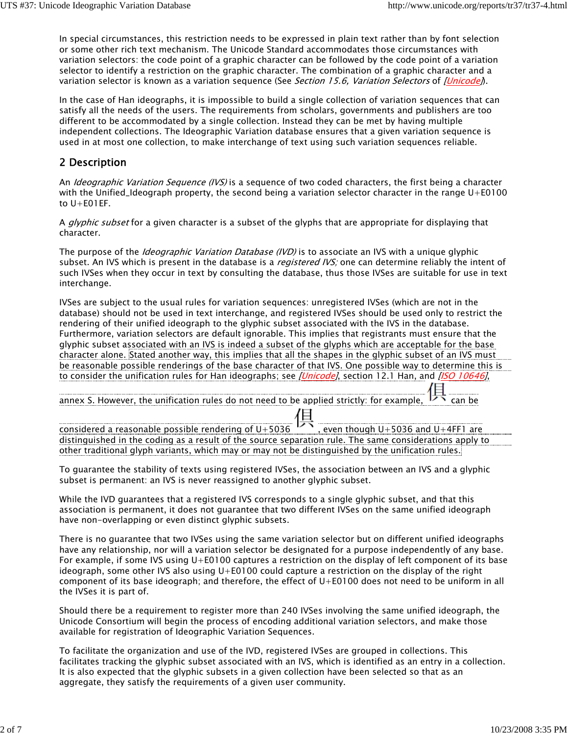In special circumstances, this restriction needs to be expressed in plain text rather than by font selection or some other rich text mechanism. The Unicode Standard accommodates those circumstances with variation selectors: the code point of a graphic character can be followed by the code point of a variation selector to identify a restriction on the graphic character. The combination of a graphic character and a variation selector is known as a variation sequence (See *Section 15.6, Variation Selectors* of *[Unicode]*).

In the case of Han ideographs, it is impossible to build a single collection of variation sequences that can satisfy all the needs of the users. The requirements from scholars, governments and publishers are too different to be accommodated by a single collection. Instead they can be met by having multiple independent collections. The Ideographic Variation database ensures that a given variation sequence is used in at most one collection, to make interchange of text using such variation sequences reliable.

## 2 Description

An *Ideographic Variation Sequence (IVS)* is a sequence of two coded characters, the first being a character with the Unified_Ideograph property, the second being a variation selector character in the range U+E0100 to U+E01EF.

A *glyphic subset* for a given character is a subset of the glyphs that are appropriate for displaying that character.

The purpose of the *Ideographic Variation Database (IVD)* is to associate an IVS with a unique glyphic subset. An IVS which is present in the database is a *registered IVS;* one can determine reliably the intent of such IVSes when they occur in text by consulting the database, thus those IVSes are suitable for use in text interchange.

IVSes are subject to the usual rules for variation sequences: unregistered IVSes (which are not in the database) should not be used in text interchange, and registered IVSes should be used only to restrict the rendering of their unified ideograph to the glyphic subset associated with the IVS in the database. Furthermore, variation selectors are default ignorable. This implies that registrants must ensure that the glyphic subset associated with an IVS is indeed a subset of the glyphs which are acceptable for the base character alone. Stated another way, this implies that all the shapes in the glyphic subset of an IVS must be reasonable possible renderings of the base character of that IVS. One possible way to determine this is to consider the unification rules for Han ideographs; see *[Unicode]*, section 12.1 Han, and *[ISO 10646]*, annex S. However, the unification rules do not need to be applied strictly: for example, 俱 can be considered a reasonable possible rendering of U+5036 倶, even though U+5036 and U+4FF1 are distinguished in the coding as a result of the source separation rule. The same considerations apply to other traditional glyph variants, which may or may not be distinguished by the unification rules.

To guarantee the stability of texts using registered IVSes, the association between an IVS and a glyphic subset is permanent: an IVS is never reassigned to another glyphic subset.

While the IVD guarantees that a registered IVS corresponds to a single glyphic subset, and that this association is permanent, it does not guarantee that two different IVSes on the same unified ideograph have non-overlapping or even distinct glyphic subsets.

There is no guarantee that two IVSes using the same variation selector but on different unified ideographs have any relationship, nor will a variation selector be designated for a purpose independently of any base. For example, if some IVS using U+E0100 captures a restriction on the display of left component of its base ideograph, some other IVS also using U+E0100 could capture a restriction on the display of the right component of its base ideograph; and therefore, the effect of U+E0100 does not need to be uniform in all the IVSes it is part of.

Should there be a requirement to register more than 240 IVSes involving the same unified ideograph, the Unicode Consortium will begin the process of encoding additional variation selectors, and make those available for registration of Ideographic Variation Sequences.

To facilitate the organization and use of the IVD, registered IVSes are grouped in collections. This facilitates tracking the glyphic subset associated with an IVS, which is identified as an entry in a collection. It is also expected that the glyphic subsets in a given collection have been selected so that as an aggregate, they satisfy the requirements of a given user community.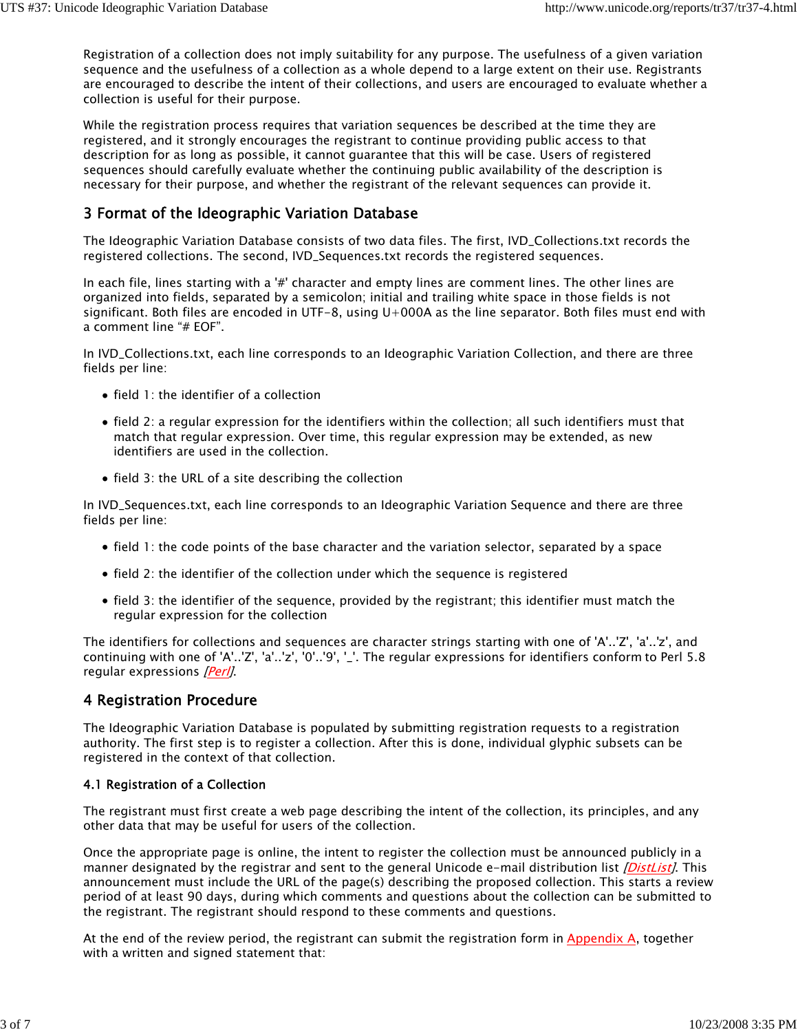Registration of a collection does not imply suitability for any purpose. The usefulness of a given variation sequence and the usefulness of a collection as a whole depend to a large extent on their use. Registrants are encouraged to describe the intent of their collections, and users are encouraged to evaluate whether a collection is useful for their purpose.

While the registration process requires that variation sequences be described at the time they are registered, and it strongly encourages the registrant to continue providing public access to that description for as long as possible, it cannot guarantee that this will be case. Users of registered sequences should carefully evaluate whether the continuing public availability of the description is necessary for their purpose, and whether the registrant of the relevant sequences can provide it.

## 3 Format of the Ideographic Variation Database

The Ideographic Variation Database consists of two data files. The first, IVD_Collections.txt records the registered collections. The second, IVD_Sequences.txt records the registered sequences.

In each file, lines starting with a '#' character and empty lines are comment lines. The other lines are organized into fields, separated by a semicolon; initial and trailing white space in those fields is not significant. Both files are encoded in UTF-8, using U+000A as the line separator. Both files must end with a comment line "# EOF".

In IVD_Collections.txt, each line corresponds to an Ideographic Variation Collection, and there are three fields per line:

- field 1: the identifier of a collection
- field 2: a regular expression for the identifiers within the collection; all such identifiers must that match that regular expression. Over time, this regular expression may be extended, as new identifiers are used in the collection.
- field 3: the URL of a site describing the collection

In IVD_Sequences.txt, each line corresponds to an Ideographic Variation Sequence and there are three fields per line:

- field 1: the code points of the base character and the variation selector, separated by a space
- field 2: the identifier of the collection under which the sequence is registered
- field 3: the identifier of the sequence, provided by the registrant; this identifier must match the regular expression for the collection

The identifiers for collections and sequences are character strings starting with one of 'A'..'Z', 'a'..'z', and continuing with one of 'A'..'Z', 'a'..'z', '0'..'9', '_'. The regular expressions for identifiers conform to Perl 5.8 regular expressions *[Perl]*.

## 4 Registration Procedure

The Ideographic Variation Database is populated by submitting registration requests to a registration authority. The first step is to register a collection. After this is done, individual glyphic subsets can be registered in the context of that collection.

### 4.1 Registration of a Collection

The registrant must first create a web page describing the intent of the collection, its principles, and any other data that may be useful for users of the collection.

Once the appropriate page is online, the intent to register the collection must be announced publicly in a manner designated by the registrar and sent to the general Unicode e-mail distribution list *[DistList]*. This announcement must include the URL of the page(s) describing the proposed collection. This starts a review period of at least 90 days, during which comments and questions about the collection can be submitted to the registrant. The registrant should respond to these comments and questions.

At the end of the review period, the registrant can submit the registration form in Appendix A, together with a written and signed statement that: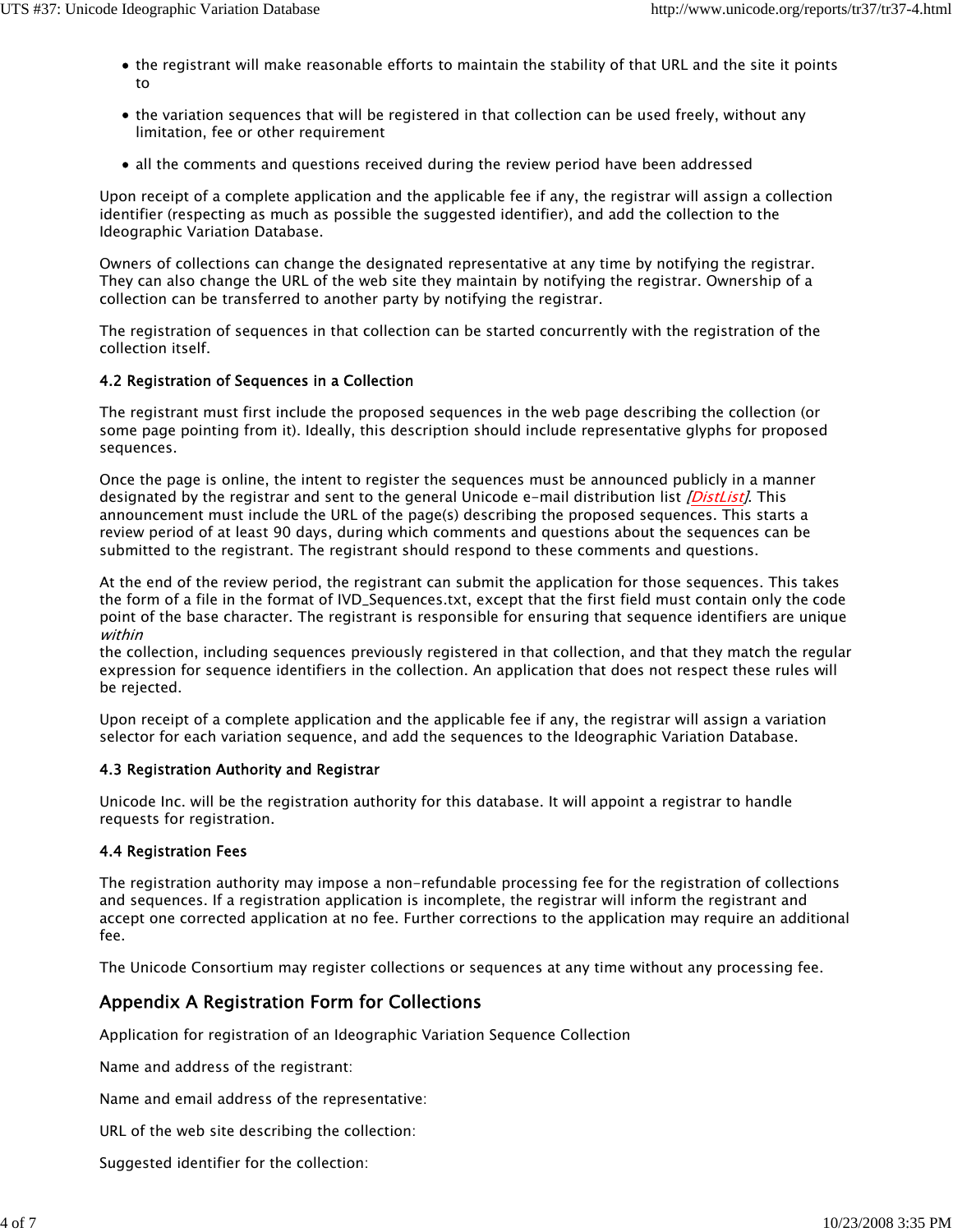- the registrant will make reasonable efforts to maintain the stability of that URL and the site it points to
- the variation sequences that will be registered in that collection can be used freely, without any limitation, fee or other requirement
- all the comments and questions received during the review period have been addressed

Upon receipt of a complete application and the applicable fee if any, the registrar will assign a collection identifier (respecting as much as possible the suggested identifier), and add the collection to the Ideographic Variation Database.

Owners of collections can change the designated representative at any time by notifying the registrar. They can also change the URL of the web site they maintain by notifying the registrar. Ownership of a collection can be transferred to another party by notifying the registrar.

The registration of sequences in that collection can be started concurrently with the registration of the collection itself.

### 4.2 Registration of Sequences in a Collection

The registrant must first include the proposed sequences in the web page describing the collection (or some page pointing from it). Ideally, this description should include representative glyphs for proposed sequences.

Once the page is online, the intent to register the sequences must be announced publicly in a manner designated by the registrar and sent to the general Unicode e-mail distribution list *[DistList]*. This announcement must include the URL of the page(s) describing the proposed sequences. This starts a review period of at least 90 days, during which comments and questions about the sequences can be submitted to the registrant. The registrant should respond to these comments and questions.

At the end of the review period, the registrant can submit the application for those sequences. This takes the form of a file in the format of IVD_Sequences.txt, except that the first field must contain only the code point of the base character. The registrant is responsible for ensuring that sequence identifiers are unique *within* the collection, including sequences previously registered in that collection, and that they match the regular expression for sequence identifiers in the collection. An application that does not respect these rules will be rejected.

Upon receipt of a complete application and the applicable fee if any, the registrar will assign a variation selector for each variation sequence, and add the sequences to the Ideographic Variation Database.

### 4.3 Registration Authority and Registrar

Unicode Inc. will be the registration authority for this database. It will appoint a registrar to handle requests for registration.

### 4.4 Registration Fees

The registration authority may impose a non-refundable processing fee for the registration of collections and sequences. If a registration application is incomplete, the registrar will inform the registrant and accept one corrected application at no fee. Further corrections to the application may require an additional fee.

The Unicode Consortium may register collections or sequences at any time without any processing fee.

## Appendix A Registration Form for Collections

Application for registration of an Ideographic Variation Sequence Collection

Name and address of the registrant:

Name and email address of the representative:

URL of the web site describing the collection:

Suggested identifier for the collection: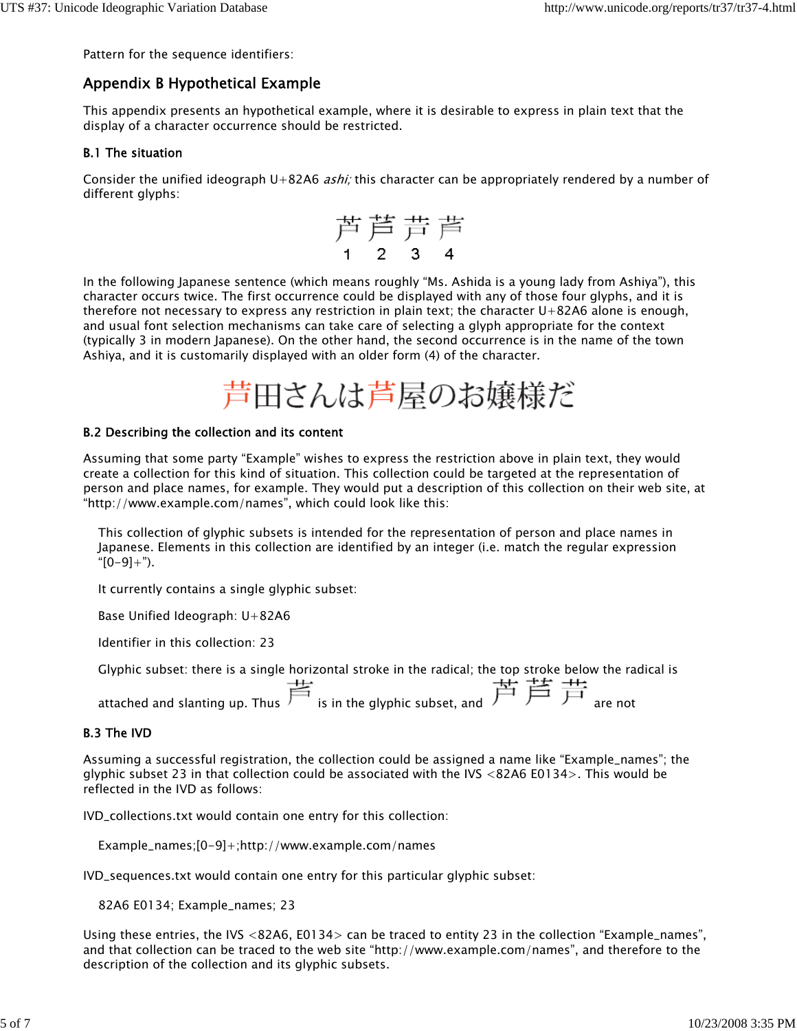Pattern for the sequence identifiers:

## Appendix B Hypothetical Example

This appendix presents an hypothetical example, where it is desirable to express in plain text that the display of a character occurrence should be restricted.

### B.1 The situation

Consider the unified ideograph U+82A6 *ashi;* this character can be appropriately rendered by a number of different glyphs:

芦 芦 芦 芦
1 2 3 4

In the following Japanese sentence (which means roughly "Ms. Ashida is a young lady from Ashiya"), this character occurs twice. The first occurrence could be displayed with any of those four glyphs, and it is therefore not necessary to express any restriction in plain text; the character U+82A6 alone is enough, and usual font selection mechanisms can take care of selecting a glyph appropriate for the context (typically 3 in modern Japanese). On the other hand, the second occurrence is in the name of the town Ashiya, and it is customarily displayed with an older form (4) of the character.

芦田さんは芦屋のお嬢様だ

### B.2 Describing the collection and its content

Assuming that some party "Example" wishes to express the restriction above in plain text, they would create a collection for this kind of situation. This collection could be targeted at the representation of person and place names, for example. They would put a description of this collection on their web site, at "http://www.example.com/names", which could look like this:

> This collection of glyphic subsets is intended for the representation of person and place names in Japanese. Elements in this collection are identified by an integer (i.e. match the regular expression "[0-9]+").
>
> It currently contains a single glyphic subset:
>
> Base Unified Ideograph: U+82A6
>
> Identifier in this collection: 23
>
> Glyphic subset: there is a single horizontal stroke in the radical; the top stroke below the radical is attached and slanting up. Thus 芦 is in the glyphic subset, and 芦 芦 芦 are not

### B.3 The IVD

Assuming a successful registration, the collection could be assigned a name like "Example_names"; the glyphic subset 23 in that collection could be associated with the IVS <82A6 E0134>. This would be reflected in the IVD as follows:

IVD_collections.txt would contain one entry for this collection:

```
Example_names;[0-9]+;http://www.example.com/names
```

IVD_sequences.txt would contain one entry for this particular glyphic subset:

```
82A6 E0134; Example_names; 23
```

Using these entries, the IVS <82A6, E0134> can be traced to entity 23 in the collection "Example_names", and that collection can be traced to the web site "http://www.example.com/names", and therefore to the description of the collection and its glyphic subsets.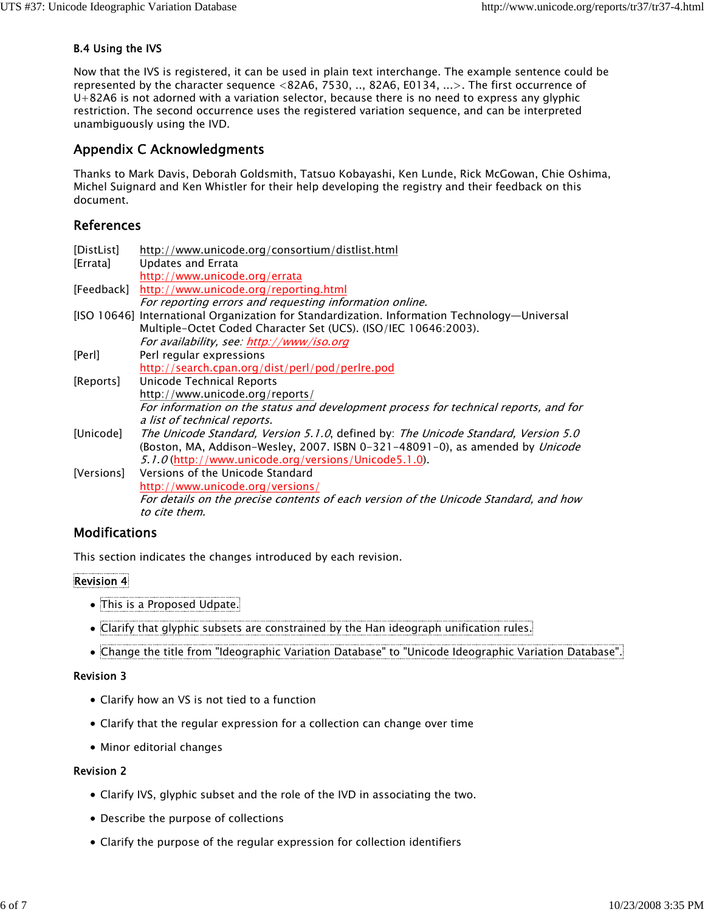### B.4 Using the IVS

Now that the IVS is registered, it can be used in plain text interchange. The example sentence could be represented by the character sequence <82A6, 7530, .., 82A6, E0134, ...>. The first occurrence of U+82A6 is not adorned with a variation selector, because there is no need to express any glyphic restriction. The second occurrence uses the registered variation sequence, and can be interpreted unambiguously using the IVD.

## Appendix C Acknowledgments

Thanks to Mark Davis, Deborah Goldsmith, Tatsuo Kobayashi, Ken Lunde, Rick McGowan, Chie Oshima, Michel Suignard and Ken Whistler for their help developing the registry and their feedback on this document.

## References

| | |
|---|---|
| [DistList] | http://www.unicode.org/consortium/distlist.html |
| [Errata] | Updates and Errata<br>http://www.unicode.org/errata |
| [Feedback] | http://www.unicode.org/reporting.html<br>*For reporting errors and requesting information online.* |
| [ISO 10646] | International Organization for Standardization. Information Technology—Universal Multiple-Octet Coded Character Set (UCS). (ISO/IEC 10646:2003).<br>*For availability, see: http://www/iso.org* |
| [Perl] | Perl regular expressions<br>http://search.cpan.org/dist/perl/pod/perlre.pod |
| [Reports] | Unicode Technical Reports<br>http://www.unicode.org/reports/<br>*For information on the status and development process for technical reports, and for a list of technical reports.* |
| [Unicode] | *The Unicode Standard, Version 5.1.0*, defined by: *The Unicode Standard, Version 5.0* (Boston, MA, Addison-Wesley, 2007. ISBN 0-321-48091-0), as amended by *Unicode 5.1.0* (http://www.unicode.org/versions/Unicode5.1.0). |
| [Versions] | Versions of the Unicode Standard<br>http://www.unicode.org/versions/<br>*For details on the precise contents of each version of the Unicode Standard, and how to cite them.* |

## Modifications

This section indicates the changes introduced by each revision.

**Revision 4**

- This is a Proposed Udpate.
- Clarify that glyphic subsets are constrained by the Han ideograph unification rules.
- Change the title from "Ideographic Variation Database" to "Unicode Ideographic Variation Database".

**Revision 3**

- Clarify how an VS is not tied to a function
- Clarify that the regular expression for a collection can change over time
- Minor editorial changes

**Revision 2**

- Clarify IVS, glyphic subset and the role of the IVD in associating the two.
- Describe the purpose of collections
- Clarify the purpose of the regular expression for collection identifiers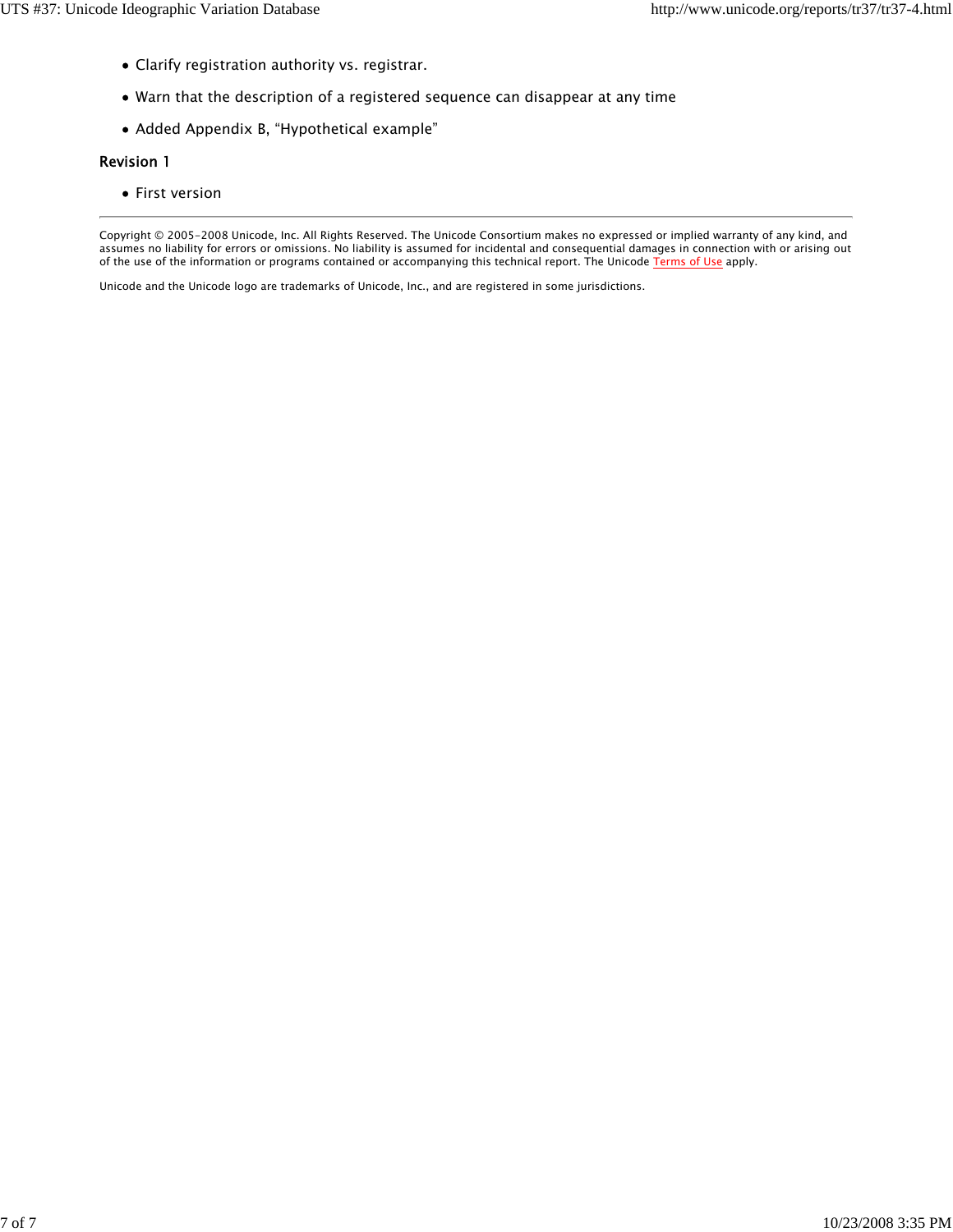- Clarify registration authority vs. registrar.
- Warn that the description of a registered sequence can disappear at any time
- Added Appendix B, “Hypothetical example”

### Revision 1

- First version

---

Copyright © 2005-2008 Unicode, Inc. All Rights Reserved. The Unicode Consortium makes no expressed or implied warranty of any kind, and assumes no liability for errors or omissions. No liability is assumed for incidental and consequential damages in connection with or arising out of the use of the information or programs contained or accompanying this technical report. The Unicode Terms of Use apply.

Unicode and the Unicode logo are trademarks of Unicode, Inc., and are registered in some jurisdictions.